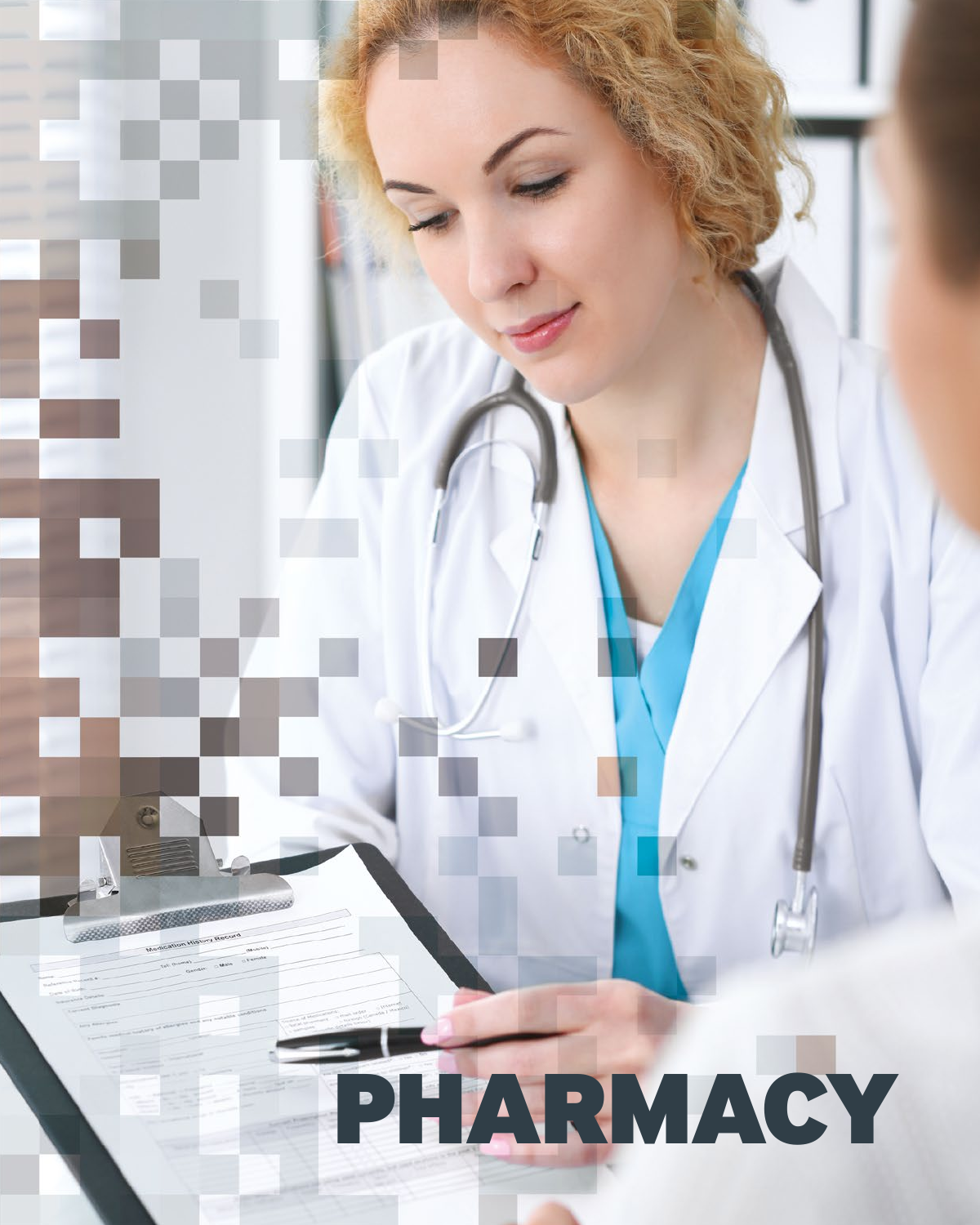# PHARMACY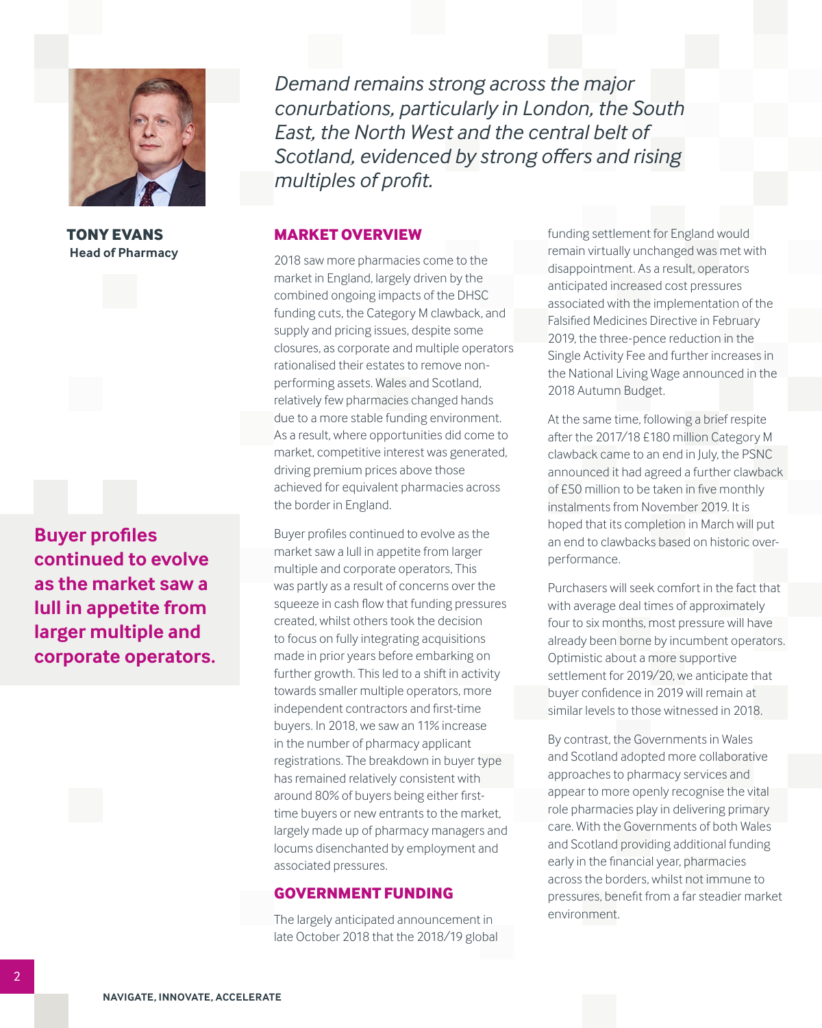*Demand remains strong across the major conurbations, particularly in London, the South East, the North West and the central belt of Scotland, evidenced by strong offers and rising multiples of profit.*

**TONY EVANS**
**Head of Pharmacy**

## MARKET OVERVIEW

2018 saw more pharmacies come to the market in England, largely driven by the combined ongoing impacts of the DHSC funding cuts, the Category M clawback, and supply and pricing issues, despite some closures, as corporate and multiple operators rationalised their estates to remove non-performing assets. Wales and Scotland, relatively few pharmacies changed hands due to a more stable funding environment. As a result, where opportunities did come to market, competitive interest was generated, driving premium prices above those achieved for equivalent pharmacies across the border in England.

Buyer profiles continued to evolve as the market saw a lull in appetite from larger multiple and corporate operators, This was partly as a result of concerns over the squeeze in cash flow that funding pressures created, whilst others took the decision to focus on fully integrating acquisitions made in prior years before embarking on further growth. This led to a shift in activity towards smaller multiple operators, more independent contractors and first-time buyers. In 2018, we saw an 11% increase in the number of pharmacy applicant registrations. The breakdown in buyer type has remained relatively consistent with around 80% of buyers being either first-time buyers or new entrants to the market, largely made up of pharmacy managers and locums disenchanted by employment and associated pressures.

**Buyer profiles continued to evolve as the market saw a lull in appetite from larger multiple and corporate operators.**

## GOVERNMENT FUNDING

The largely anticipated announcement in late October 2018 that the 2018/19 global funding settlement for England would remain virtually unchanged was met with disappointment. As a result, operators anticipated increased cost pressures associated with the implementation of the Falsified Medicines Directive in February 2019, the three-pence reduction in the Single Activity Fee and further increases in the National Living Wage announced in the 2018 Autumn Budget.

At the same time, following a brief respite after the 2017/18 £180 million Category M clawback came to an end in July, the PSNC announced it had agreed a further clawback of £50 million to be taken in five monthly instalments from November 2019. It is hoped that its completion in March will put an end to clawbacks based on historic over-performance.

Purchasers will seek comfort in the fact that with average deal times of approximately four to six months, most pressure will have already been borne by incumbent operators. Optimistic about a more supportive settlement for 2019/20, we anticipate that buyer confidence in 2019 will remain at similar levels to those witnessed in 2018.

By contrast, the Governments in Wales and Scotland adopted more collaborative approaches to pharmacy services and appear to more openly recognise the vital role pharmacies play in delivering primary care. With the Governments of both Wales and Scotland providing additional funding early in the financial year, pharmacies across the borders, whilst not immune to pressures, benefit from a far steadier market environment.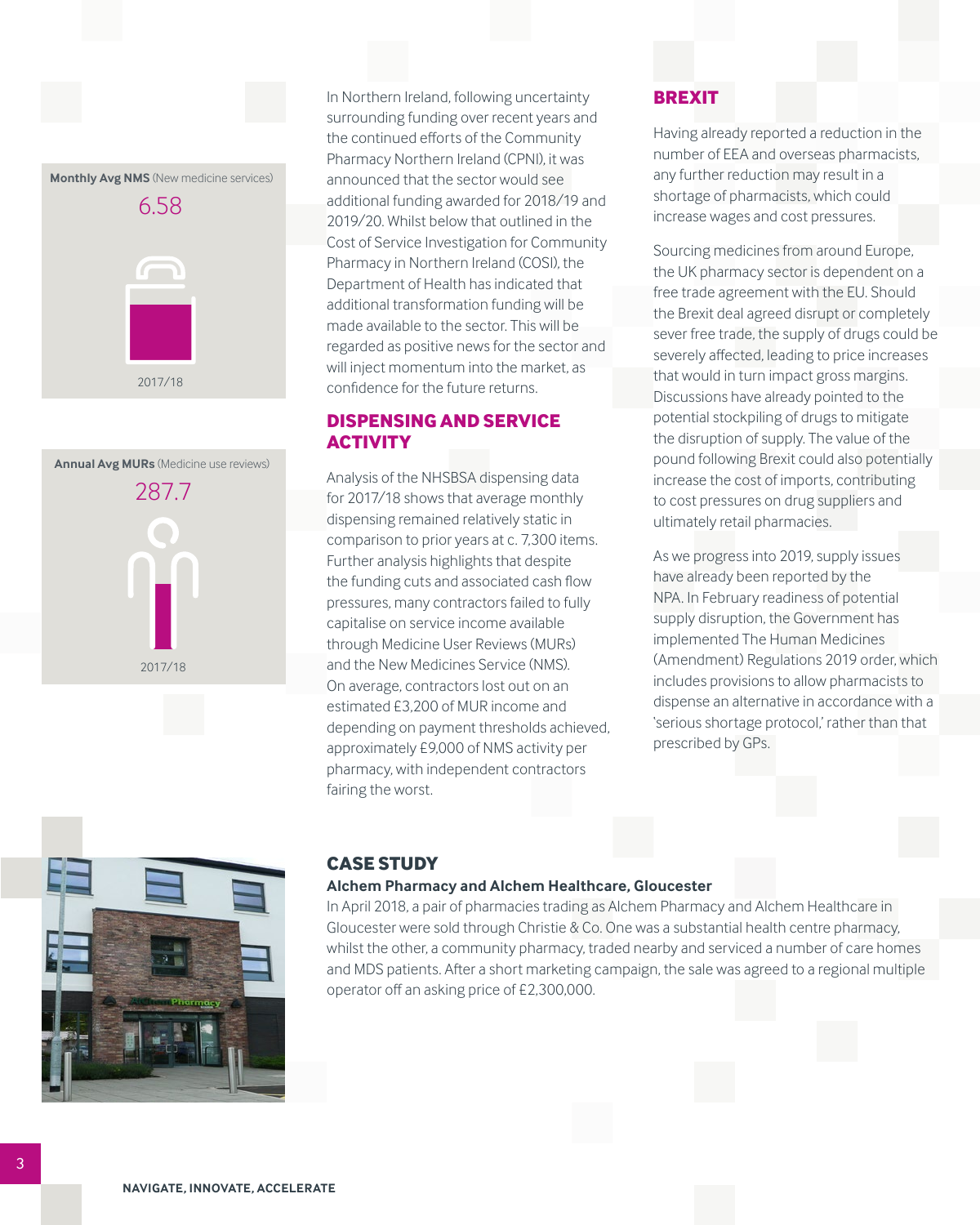**Monthly Avg NMS** (New medicine services)

6.58

2017/18

**Annual Avg MURs** (Medicine use reviews)

287.7

2017/18

In Northern Ireland, following uncertainty surrounding funding over recent years and the continued efforts of the Community Pharmacy Northern Ireland (CPNI), it was announced that the sector would see additional funding awarded for 2018/19 and 2019/20. Whilst below that outlined in the Cost of Service Investigation for Community Pharmacy in Northern Ireland (COSI), the Department of Health has indicated that additional transformation funding will be made available to the sector. This will be regarded as positive news for the sector and will inject momentum into the market, as confidence for the future returns.

## DISPENSING AND SERVICE ACTIVITY

Analysis of the NHSBSA dispensing data for 2017/18 shows that average monthly dispensing remained relatively static in comparison to prior years at c. 7,300 items. Further analysis highlights that despite the funding cuts and associated cash flow pressures, many contractors failed to fully capitalise on service income available through Medicine User Reviews (MURs) and the New Medicines Service (NMS). On average, contractors lost out on an estimated £3,200 of MUR income and depending on payment thresholds achieved, approximately £9,000 of NMS activity per pharmacy, with independent contractors faring the worst.

## BREXIT

Having already reported a reduction in the number of EEA and overseas pharmacists, any further reduction may result in a shortage of pharmacists, which could increase wages and cost pressures.

Sourcing medicines from around Europe, the UK pharmacy sector is dependent on a free trade agreement with the EU. Should the Brexit deal agreed disrupt or completely sever free trade, the supply of drugs could be severely affected, leading to price increases that would in turn impact gross margins. Discussions have already pointed to the potential stockpiling of drugs to mitigate the disruption of supply. The value of the pound following Brexit could also potentially increase the cost of imports, contributing to cost pressures on drug suppliers and ultimately retail pharmacies.

As we progress into 2019, supply issues have already been reported by the NPA. In February readiness of potential supply disruption, the Government has implemented The Human Medicines (Amendment) Regulations 2019 order, which includes provisions to allow pharmacists to dispense an alternative in accordance with a 'serious shortage protocol,' rather than that prescribed by GPs.

## CASE STUDY

### Alchem Pharmacy and Alchem Healthcare, Gloucester

In April 2018, a pair of pharmacies trading as Alchem Pharmacy and Alchem Healthcare in Gloucester were sold through Christie & Co. One was a substantial health centre pharmacy, whilst the other, a community pharmacy, traded nearby and serviced a number of care homes and MDS patients. After a short marketing campaign, the sale was agreed to a regional multiple operator off an asking price of £2,300,000.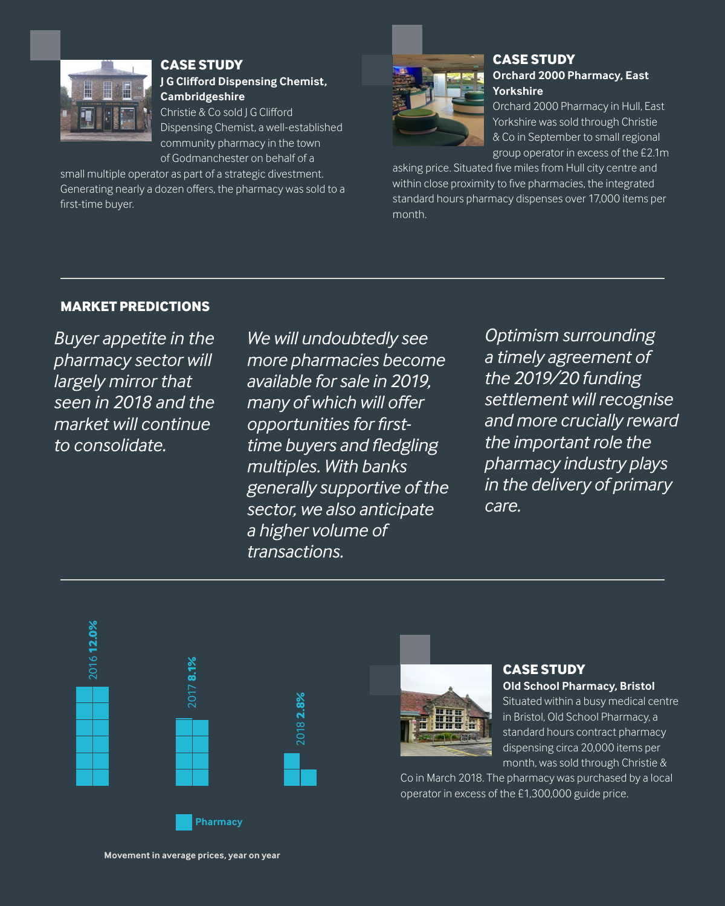### CASE STUDY

**J G Clifford Dispensing Chemist, Cambridgeshire**

Christie & Co sold J G Clifford Dispensing Chemist, a well-established community pharmacy in the town of Godmanchester on behalf of a small multiple operator as part of a strategic divestment. Generating nearly a dozen offers, the pharmacy was sold to a first-time buyer.

### CASE STUDY

**Orchard 2000 Pharmacy, East Yorkshire**

Orchard 2000 Pharmacy in Hull, East Yorkshire was sold through Christie & Co in September to small regional group operator in excess of the £2.1m asking price. Situated five miles from Hull city centre and within close proximity to five pharmacies, the integrated standard hours pharmacy dispenses over 17,000 items per month.

---

## MARKET PREDICTIONS

*Buyer appetite in the pharmacy sector will largely mirror that seen in 2018 and the market will continue to consolidate.*

*We will undoubtedly see more pharmacies become available for sale in 2019, many of which will offer opportunities for first-time buyers and fledgling multiples. With banks generally supportive of the sector, we also anticipate a higher volume of transactions.*

*Optimism surrounding a timely agreement of the 2019/20 funding settlement will recognise and more crucially reward the important role the pharmacy industry plays in the delivery of primary care.*

---

2016 **12.0%**

2017 **8.1%**

2018 **2.8%**

Pharmacy

Movement in average prices, year on year

### CASE STUDY

**Old School Pharmacy, Bristol**

Situated within a busy medical centre in Bristol, Old School Pharmacy, a standard hours contract pharmacy dispensing circa 20,000 items per month, was sold through Christie & Co in March 2018. The pharmacy was purchased by a local operator in excess of the £1,300,000 guide price.